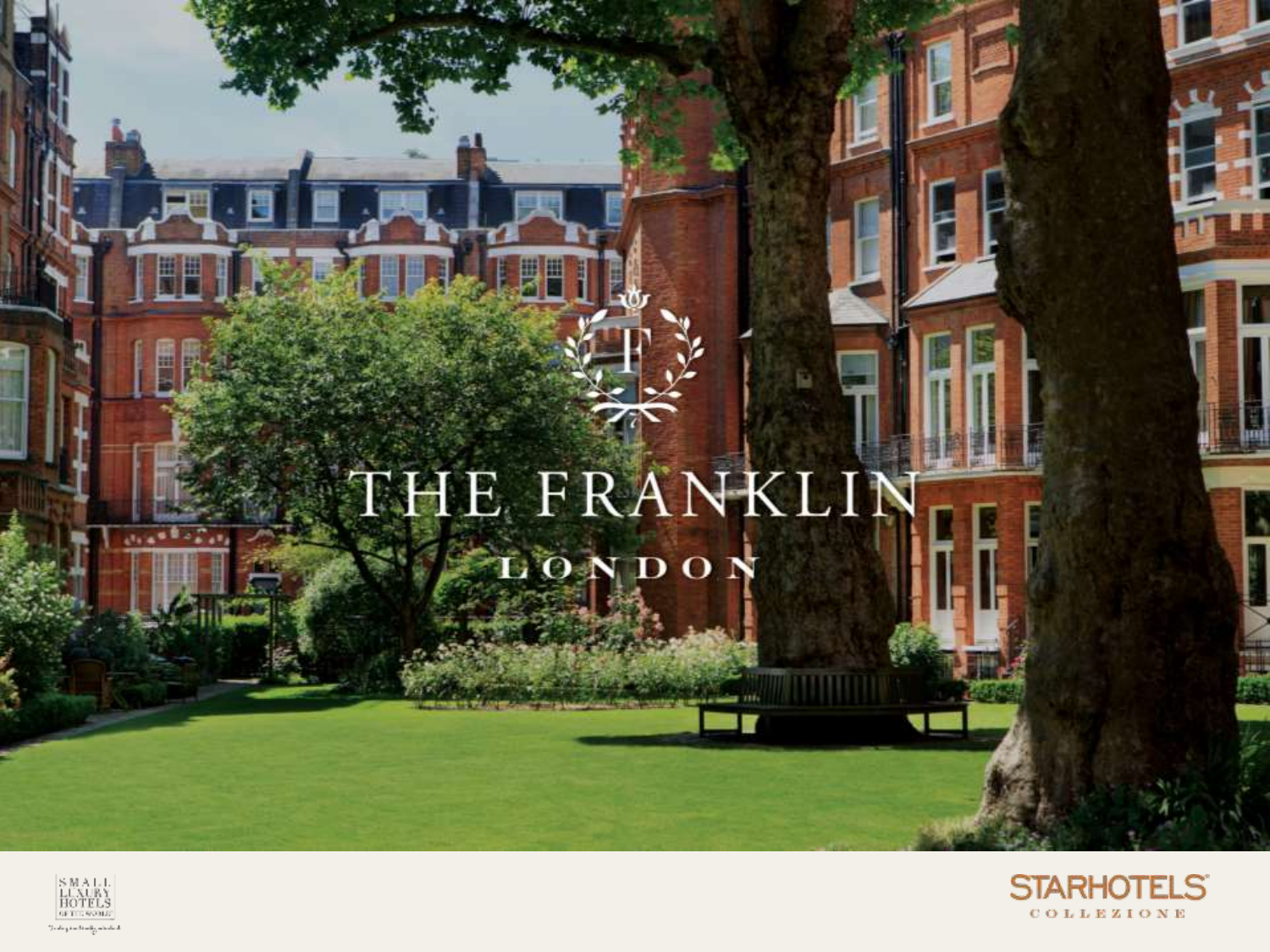# THE FRANKLIN

## LONDON

SMALL LUXURY HOTELS OF THE WORLD

STARHOTELS COLLEZIONE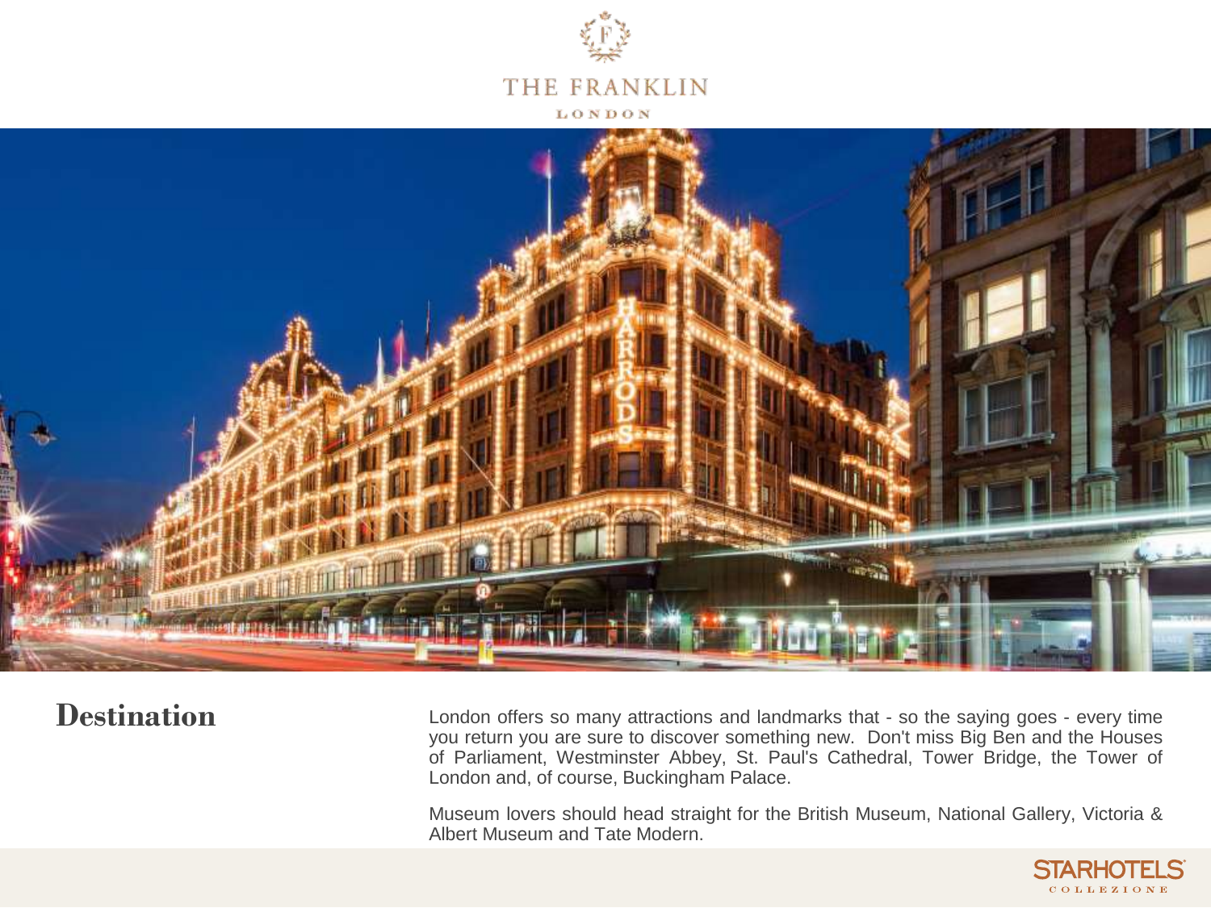## Destination

London offers so many attractions and landmarks that - so the saying goes - every time you return you are sure to discover something new. Don't miss Big Ben and the Houses of Parliament, Westminster Abbey, St. Paul's Cathedral, Tower Bridge, the Tower of London and, of course, Buckingham Palace.

Museum lovers should head straight for the British Museum, National Gallery, Victoria & Albert Museum and Tate Modern.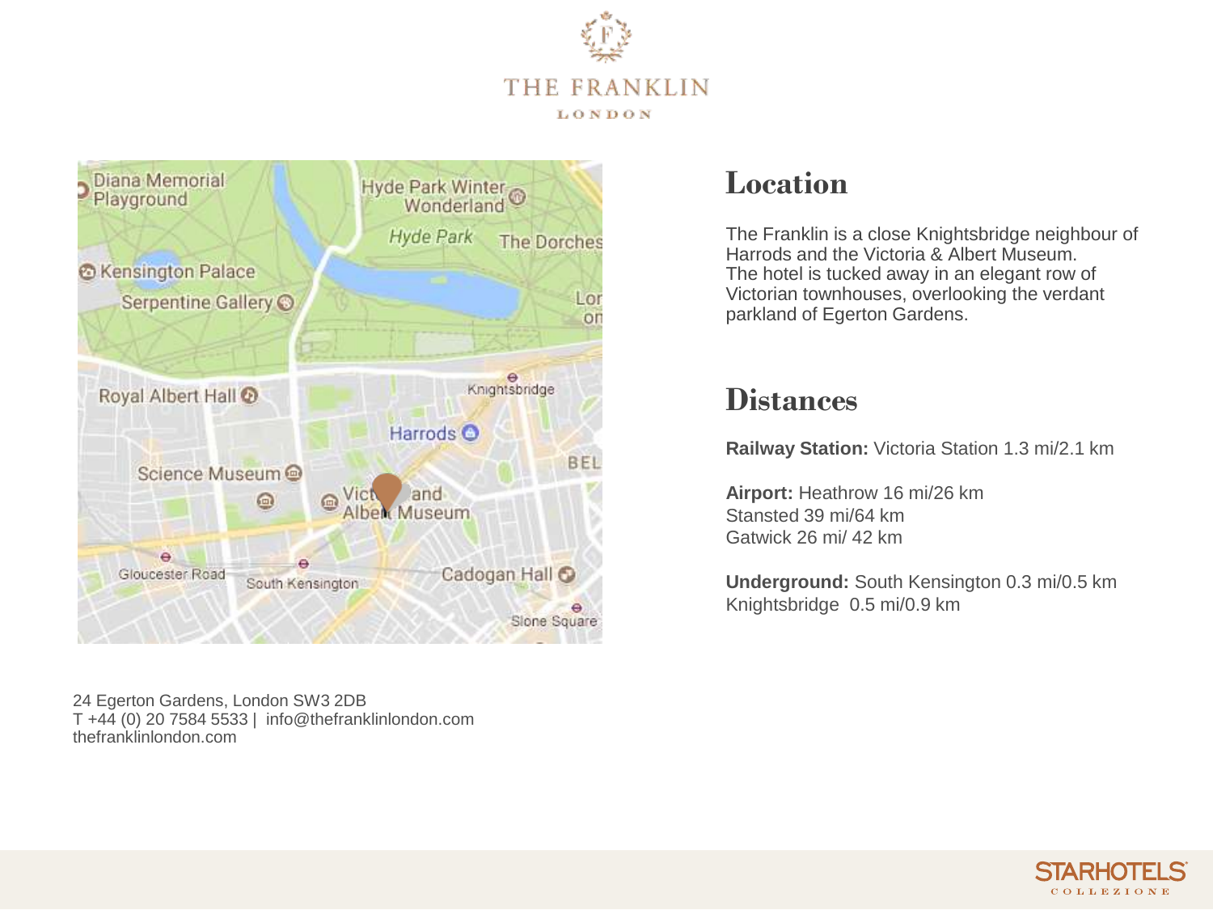# THE FRANKLIN

LONDON

## Location

The Franklin is a close Knightsbridge neighbour of Harrods and the Victoria & Albert Museum. The hotel is tucked away in an elegant row of Victorian townhouses, overlooking the verdant parkland of Egerton Gardens.

## Distances

**Railway Station:** Victoria Station 1.3 mi/2.1 km

**Airport:** Heathrow 16 mi/26 km
Stansted 39 mi/64 km
Gatwick 26 mi/ 42 km

**Underground:** South Kensington 0.3 mi/0.5 km
Knightsbridge 0.5 mi/0.9 km

24 Egerton Gardens, London SW3 2DB
T +44 (0) 20 7584 5533 | info@thefranklinlondon.com
thefranklinlondon.com

STARHOTELS COLLEZIONE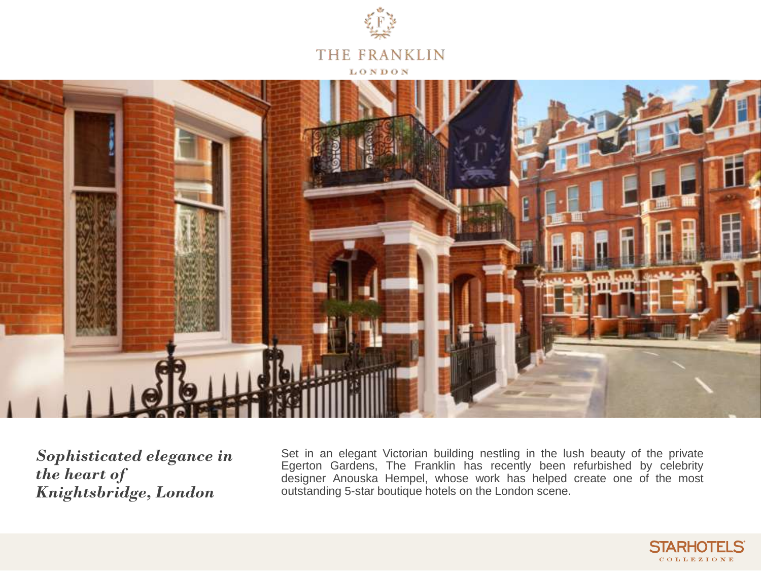THE FRANKLIN

LONDON

***Sophisticated elegance in the heart of Knightsbridge, London***

Set in an elegant Victorian building nestling in the lush beauty of the private Egerton Gardens, The Franklin has recently been refurbished by celebrity designer Anouska Hempel, whose work has helped create one of the most outstanding 5-star boutique hotels on the London scene.

STARHOTELS COLLEZIONE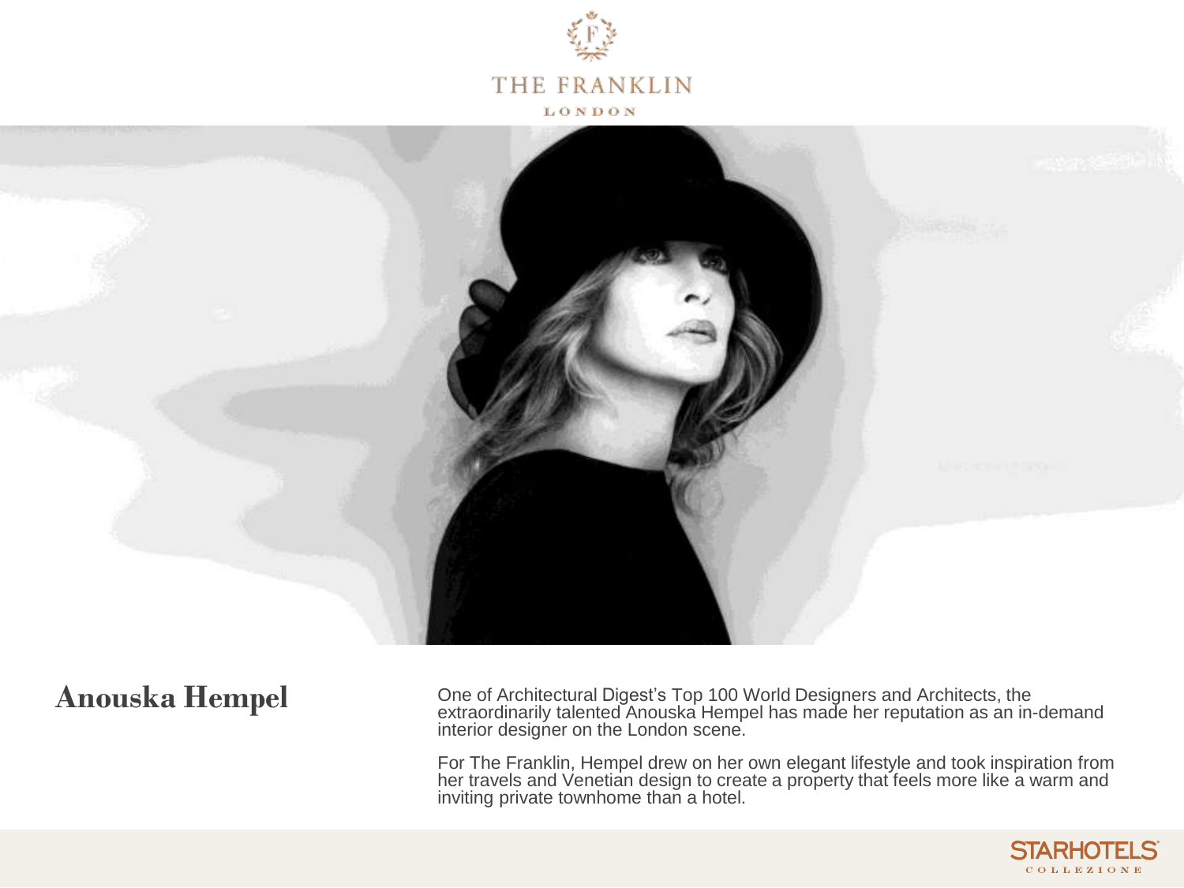THE FRANKLIN

LONDON

## Anouska Hempel

One of Architectural Digest's Top 100 World Designers and Architects, the extraordinarily talented Anouska Hempel has made her reputation as an in-demand interior designer on the London scene.

For The Franklin, Hempel drew on her own elegant lifestyle and took inspiration from her travels and Venetian design to create a property that feels more like a warm and inviting private townhome than a hotel.

STARHOTELS COLLEZIONE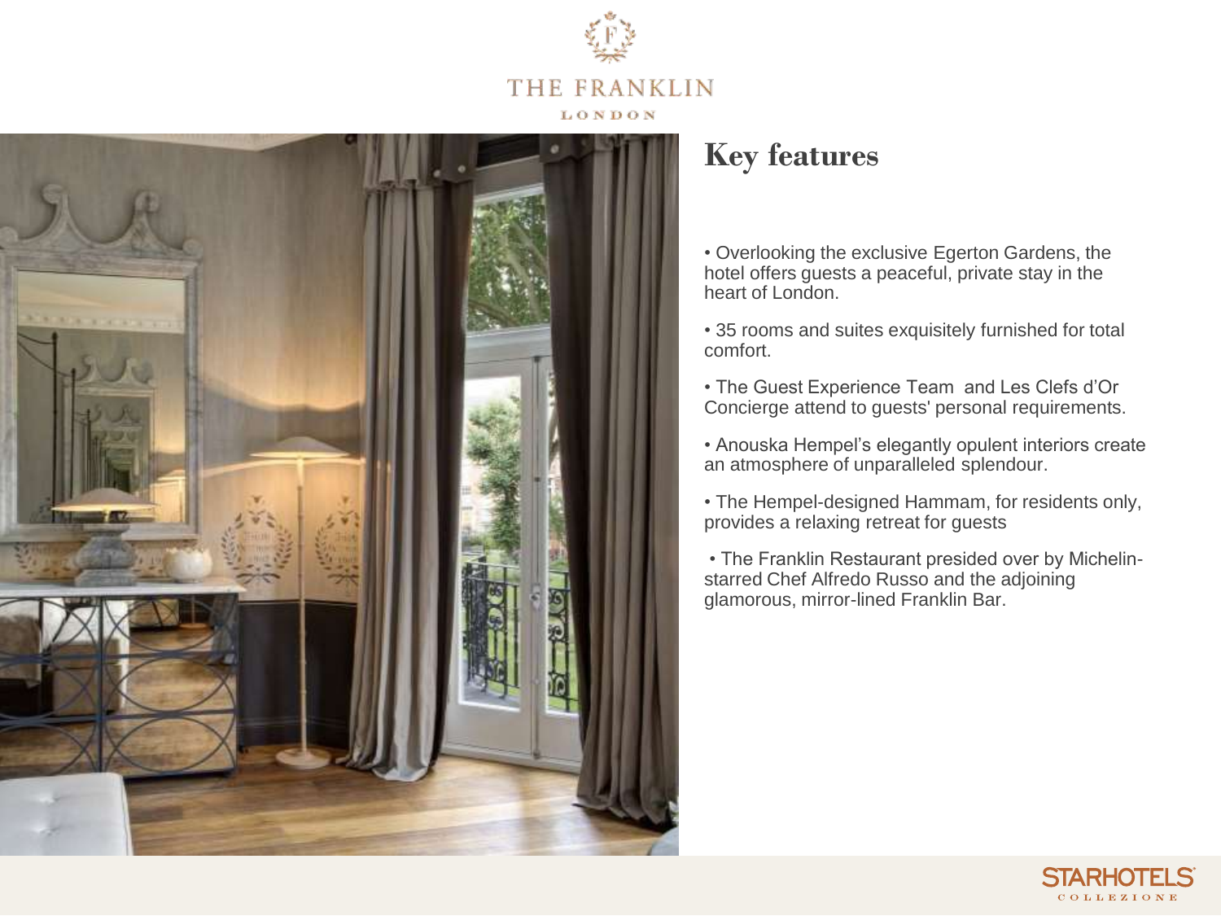THE FRANKLIN

LONDON

# Key features

- Overlooking the exclusive Egerton Gardens, the hotel offers guests a peaceful, private stay in the heart of London.
- 35 rooms and suites exquisitely furnished for total comfort.
- The Guest Experience Team  and Les Clefs d'Or Concierge attend to guests' personal requirements.
- Anouska Hempel's elegantly opulent interiors create an atmosphere of unparalleled splendour.
- The Hempel-designed Hammam, for residents only, provides a relaxing retreat for guests
- The Franklin Restaurant presided over by Michelin-starred Chef Alfredo Russo and the adjoining glamorous, mirror-lined Franklin Bar.

STARHOTELS COLLEZIONE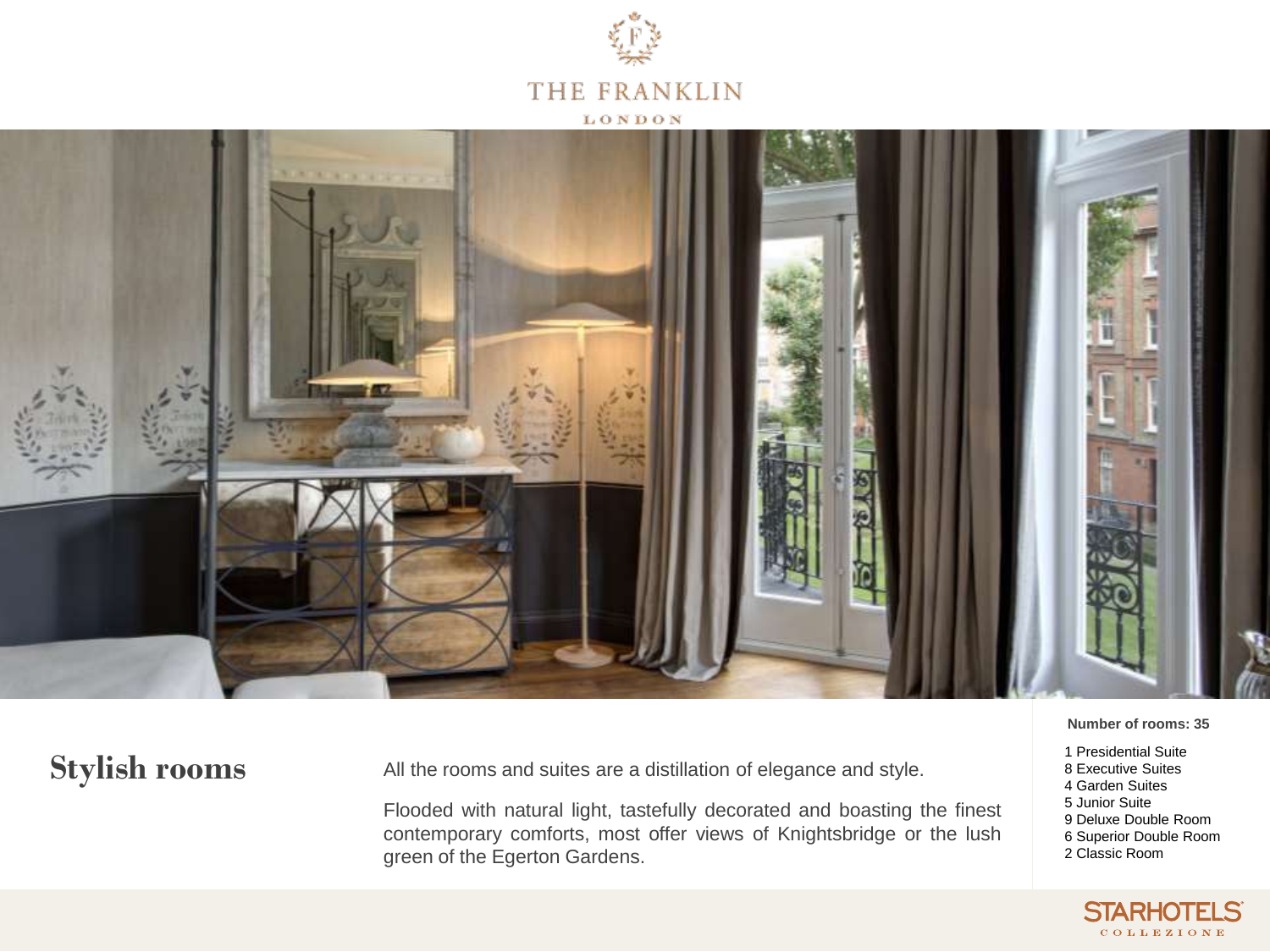THE FRANKLIN

LONDON

## Stylish rooms

All the rooms and suites are a distillation of elegance and style.

Flooded with natural light, tastefully decorated and boasting the finest contemporary comforts, most offer views of Knightsbridge or the lush green of the Egerton Gardens.

**Number of rooms: 35**

1 Presidential Suite
8 Executive Suites
4 Garden Suites
5 Junior Suite
9 Deluxe Double Room
6 Superior Double Room
2 Classic Room

STARHOTELS COLLEZIONE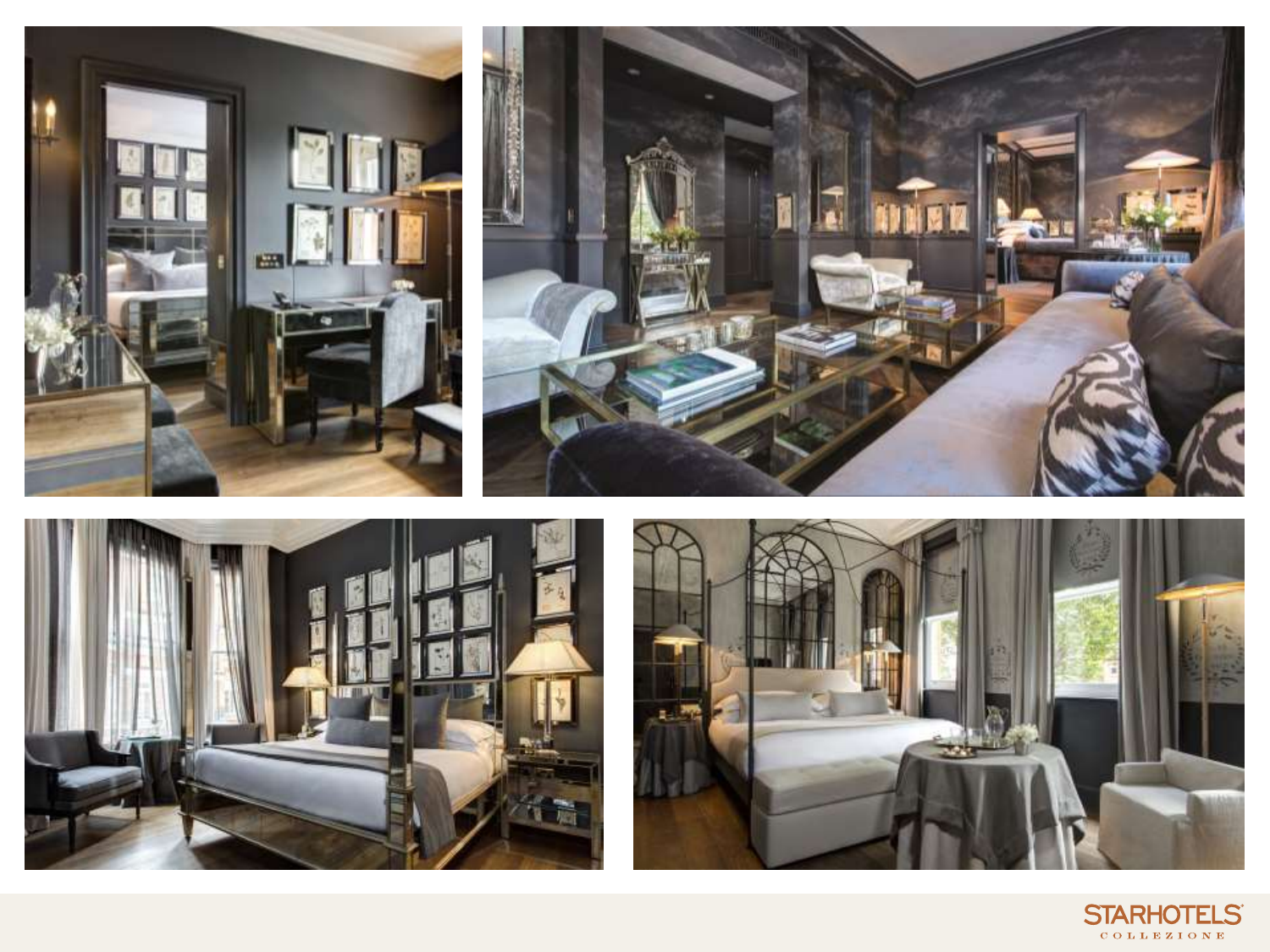STARHOTELS
COLLEZIONE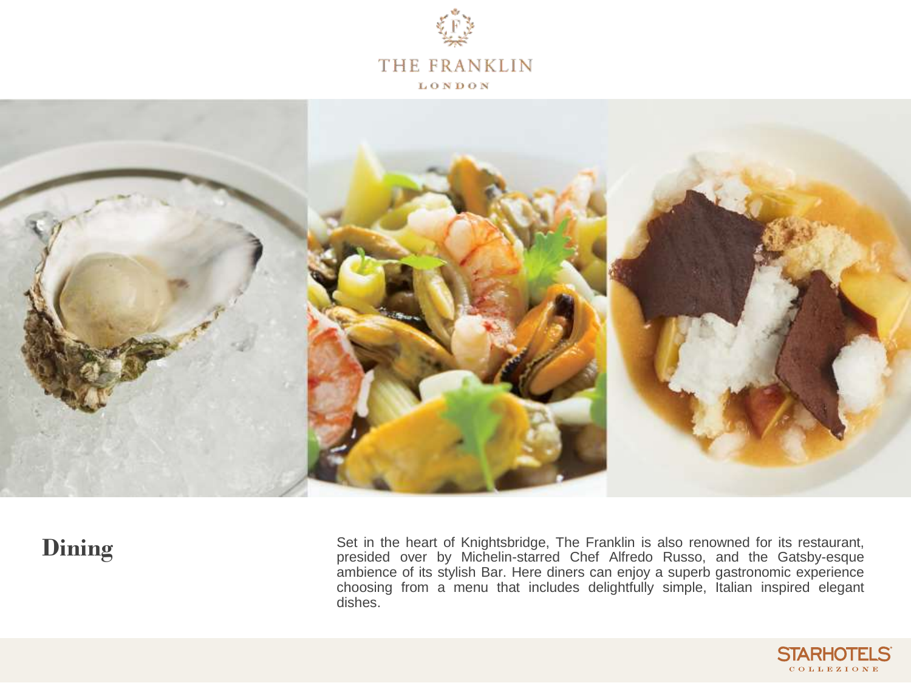# Dining

Set in the heart of Knightsbridge, The Franklin is also renowned for its restaurant, presided over by Michelin-starred Chef Alfredo Russo, and the Gatsby-esque ambience of its stylish Bar. Here diners can enjoy a superb gastronomic experience choosing from a menu that includes delightfully simple, Italian inspired elegant dishes.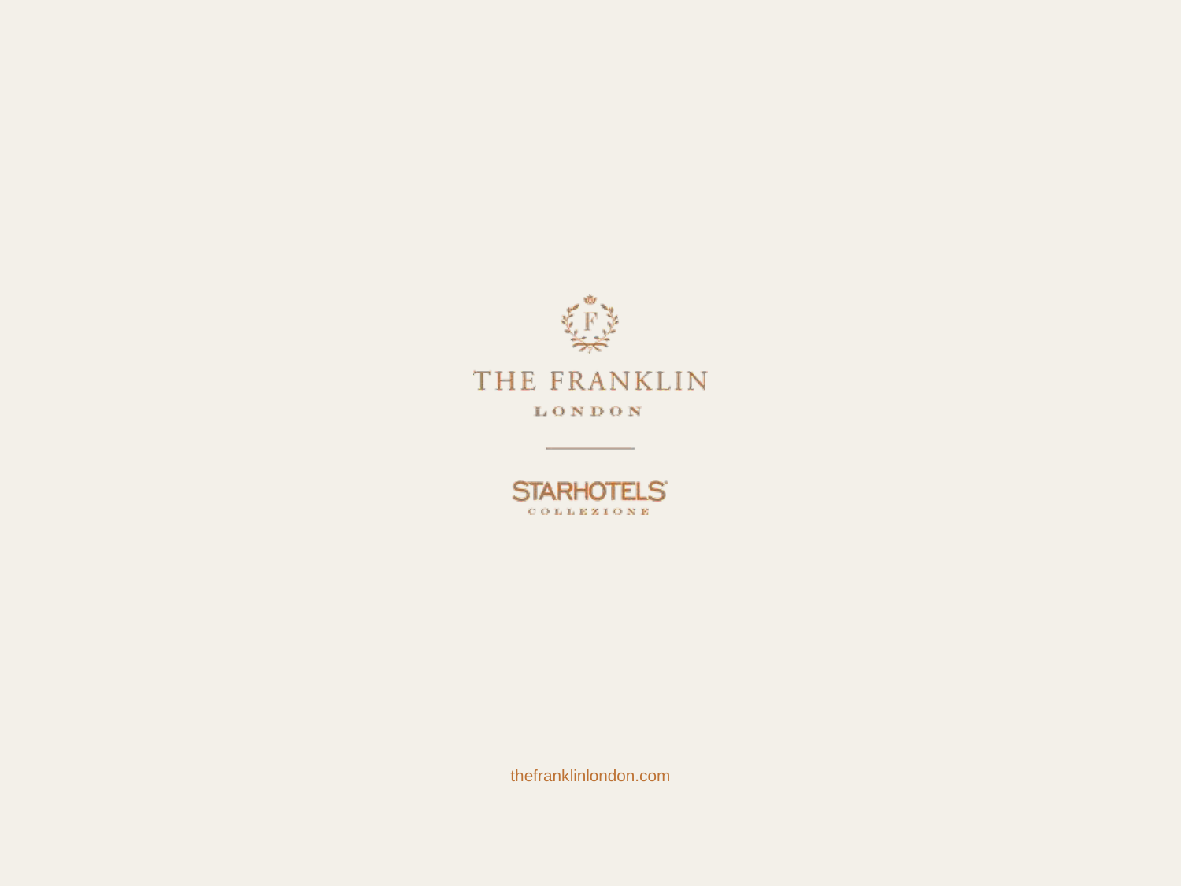THE FRANKLIN

LONDON

STARHOTELS

COLLEZIONE

thefranklinlondon.com